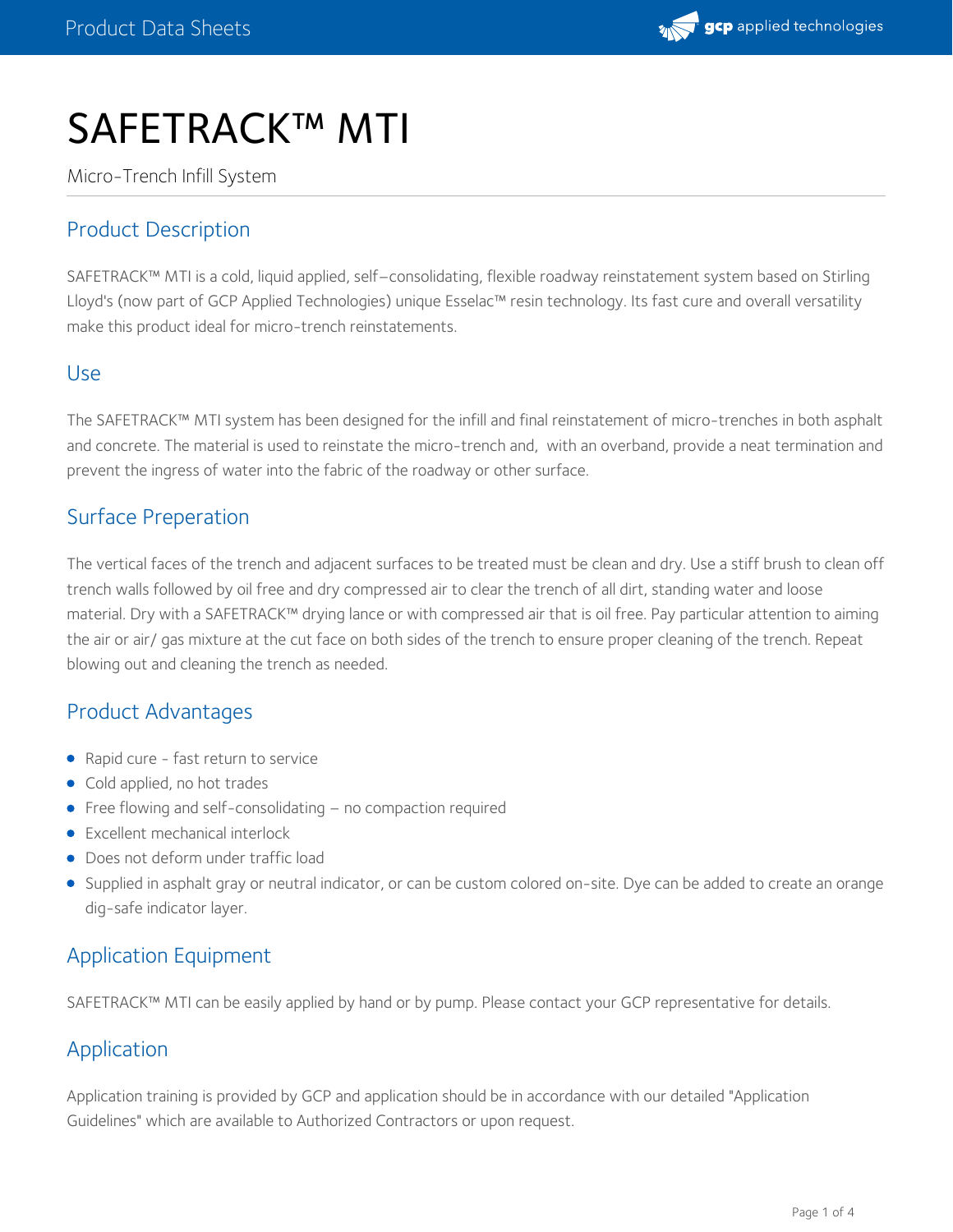# SAFETRACK™ MTI

Micro-Trench Infill System

## Product Description

SAFETRACK™ MTI is a cold, liquid applied, self–consolidating, flexible roadway reinstatement system based on Stirling Lloyd's (now part of GCP Applied Technologies) unique Esselac™ resin technology. Its fast cure and overall versatility make this product ideal for micro-trench reinstatements.

## Use

The SAFETRACK™ MTI system has been designed for the infill and final reinstatement of micro-trenches in both asphalt and concrete. The material is used to reinstate the micro-trench and, with an overband, provide a neat termination and prevent the ingress of water into the fabric of the roadway or other surface.

## Surface Preperation

The vertical faces of the trench and adjacent surfaces to be treated must be clean and dry. Use a stiff brush to clean off trench walls followed by oil free and dry compressed air to clear the trench of all dirt, standing water and loose material. Dry with a SAFETRACK™ drying lance or with compressed air that is oil free. Pay particular attention to aiming the air or air/ gas mixture at the cut face on both sides of the trench to ensure proper cleaning of the trench. Repeat blowing out and cleaning the trench as needed.

## Product Advantages

- Rapid cure - fast return to service
- Cold applied, no hot trades
- Free flowing and self-consolidating – no compaction required
- Excellent mechanical interlock
- Does not deform under traffic load
- Supplied in asphalt gray or neutral indicator, or can be custom colored on-site. Dye can be added to create an orange dig-safe indicator layer.

## Application Equipment

SAFETRACK™ MTI can be easily applied by hand or by pump. Please contact your GCP representative for details.

## Application

Application training is provided by GCP and application should be in accordance with our detailed "Application Guidelines" which are available to Authorized Contractors or upon request.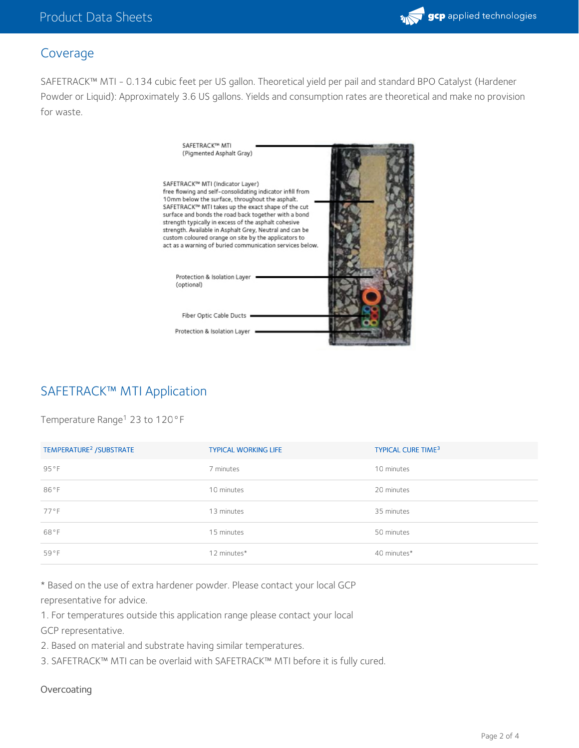## Coverage

SAFETRACK™ MTI - 0.134 cubic feet per US gallon. Theoretical yield per pail and standard BPO Catalyst (Hardener Powder or Liquid): Approximately 3.6 US gallons. Yields and consumption rates are theoretical and make no provision for waste.

SAFETRACK™ MTI (Pigmented Asphalt Gray)

SAFETRACK™ MTI (Indicator Layer) free flowing and self-consolidating indicator infill from 10mm below the surface, throughout the asphalt. SAFETRACK™ MTI takes up the exact shape of the cut surface and bonds the road back together with a bond strength typically in excess of the asphalt cohesive strength. Available in Asphalt Grey, Neutral and can be custom coloured orange on site by the applicators to act as a warning of buried communication services below.

Protection & Isolation Layer (optional)

Fiber Optic Cable Ducts

Protection & Isolation Layer

## SAFETRACK™ MTI Application

Temperature Range[1] 23 to 120°F

| TEMPERATURE[2] /SUBSTRATE | TYPICAL WORKING LIFE | TYPICAL CURE TIME[3] |
| --- | --- | --- |
| 95°F | 7 minutes | 10 minutes |
| 86°F | 10 minutes | 20 minutes |
| 77°F | 13 minutes | 35 minutes |
| 68°F | 15 minutes | 50 minutes |
| 59°F | 12 minutes* | 40 minutes* |

* Based on the use of extra hardener powder. Please contact your local GCP representative for advice.

1. For temperatures outside this application range please contact your local GCP representative.
2. Based on material and substrate having similar temperatures.
3. SAFETRACK™ MTI can be overlaid with SAFETRACK™ MTI before it is fully cured.

### Overcoating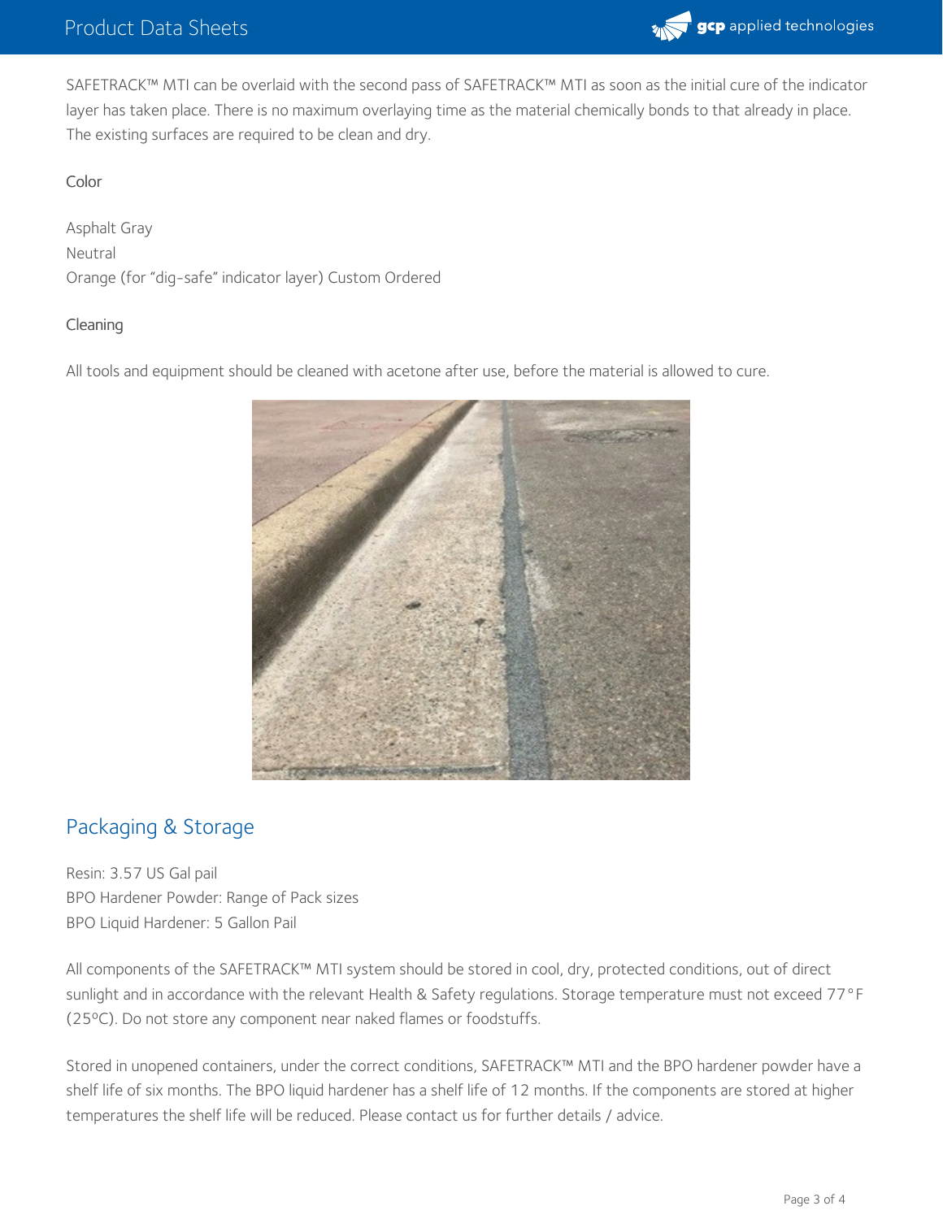SAFETRACK™ MTI can be overlaid with the second pass of SAFETRACK™ MTI as soon as the initial cure of the indicator layer has taken place. There is no maximum overlaying time as the material chemically bonds to that already in place. The existing surfaces are required to be clean and dry.

### Color

Asphalt Gray
Neutral
Orange (for “dig-safe” indicator layer) Custom Ordered

### Cleaning

All tools and equipment should be cleaned with acetone after use, before the material is allowed to cure.

## Packaging & Storage

Resin: 3.57 US Gal pail
BPO Hardener Powder: Range of Pack sizes
BPO Liquid Hardener: 5 Gallon Pail

All components of the SAFETRACK™ MTI system should be stored in cool, dry, protected conditions, out of direct sunlight and in accordance with the relevant Health & Safety regulations. Storage temperature must not exceed 77°F (25ºC). Do not store any component near naked flames or foodstuffs.

Stored in unopened containers, under the correct conditions, SAFETRACK™ MTI and the BPO hardener powder have a shelf life of six months. The BPO liquid hardener has a shelf life of 12 months. If the components are stored at higher temperatures the shelf life will be reduced. Please contact us for further details / advice.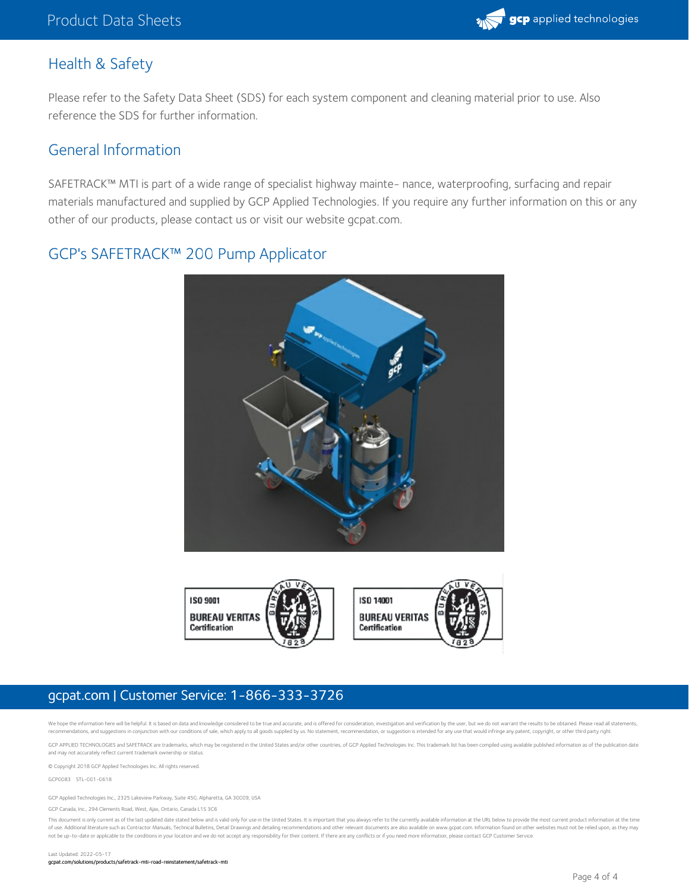## Health & Safety

Please refer to the Safety Data Sheet (SDS) for each system component and cleaning material prior to use. Also reference the SDS for further information.

## General Information

SAFETRACK™ MTI is part of a wide range of specialist highway mainte- nance, waterproofing, surfacing and repair materials manufactured and supplied by GCP Applied Technologies. If you require any further information on this or any other of our products, please contact us or visit our website gcpat.com.

## GCP's SAFETRACK™ 200 Pump Applicator

ISO 9001 BUREAU VERITAS Certification

ISO 14001 BUREAU VERITAS Certification

gcpat.com | Customer Service: 1-866-333-3726

We hope the information here will be helpful. It is based on data and knowledge considered to be true and accurate, and is offered for consideration, investigation and verification by the user, but we do not warrant the results to be obtained. Please read all statements, recommendations, and suggestions in conjunction with our conditions of sale, which apply to all goods supplied by us. No statement, recommendation, or suggestion is intended for any use that would infringe any patent, copyright, or other third party right.

GCP APPLIED TECHNOLOGIES and SAFETRACK are trademarks, which may be registered in the United States and/or other countries, of GCP Applied Technologies Inc. This trademark list has been compiled using available published information as of the publication date and may not accurately reflect current trademark ownership or status.

© Copyright 2018 GCP Applied Technologies Inc. All rights reserved.

GCP0083 STL-001-0618

GCP Applied Technologies Inc., 2325 Lakeview Parkway, Suite 450, Alpharetta, GA 30009, USA

GCP Canada, Inc., 294 Clements Road, West, Ajax, Ontario, Canada L1S 3C6

This document is only current as of the last updated date stated below and is valid only for use in the United States. It is important that you always refer to the currently available information at the URL below to provide the most current product information at the time of use. Additional literature such as Contractor Manuals, Technical Bulletins, Detail Drawings and detailing recommendations and other relevant documents are also available on www.gcpat.com. Information found on other websites must not be relied upon, as they may not be up-to-date or applicable to the conditions in your location and we do not accept any responsibility for their content. If there are any conflicts or if you need more information, please contact GCP Customer Service.

Last Updated: 2022-05-17

gcpat.com/solutions/products/safetrack-mti-road-reinstatement/safetrack-mti